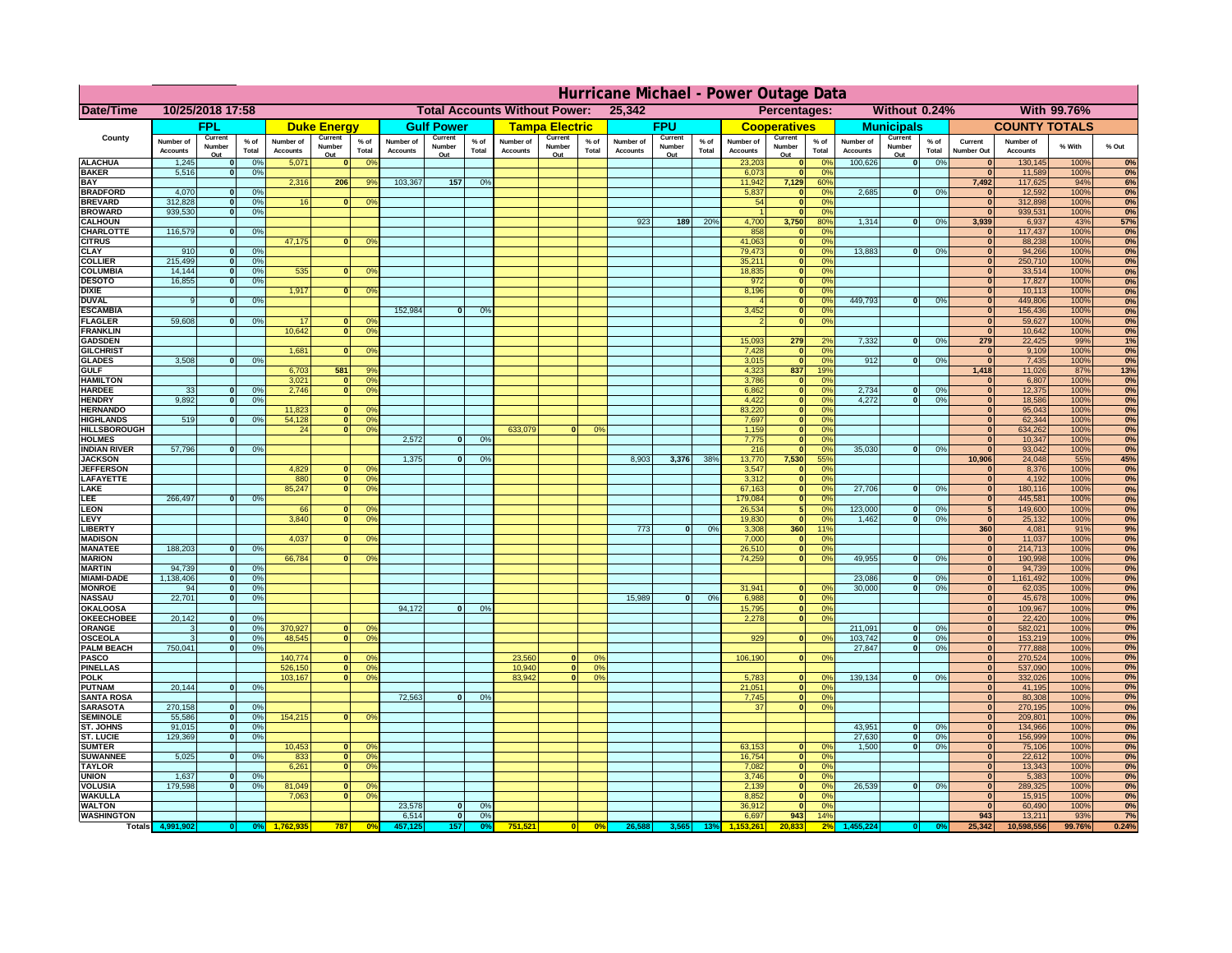# Hurricane Michael - Power Outage Data

| Date/Time | 10/25/2018 17:58 | Total Accounts Without Power: | 25,342 | Percentages: | Without 0.24% | With 99.76% |
|---|---|---|---|---|---|---|

| County | FPL | | | Duke Energy | | | Gulf Power | | | Tampa Electric | | | FPU | | | Cooperatives | | | Municipals | | | COUNTY TOTALS | | | |
|---|---|---|---|---|---|---|---|---|---|---|---|---|---|---|---|---|---|---|---|---|---|---|---|---|---|
| | Number of Accounts | Current Number Out | % of Total | Number of Accounts | Current Number Out | % of Total | Number of Accounts | Current Number Out | % of Total | Number of Accounts | Current Number Out | % of Total | Number of Accounts | Current Number Out | % of Total | Number of Accounts | Current Number Out | % of Total | Number of Accounts | Current Number Out | % of Total | Current Number Out | Number of Accounts | % With | % Out |
| ALACHUA | 1,245 | 0 | 0% | 5,071 | 0 | 0% | | | | | | | | | | 23,203 | 0 | 0% | 100,626 | 0 | 0% | 0 | 130,145 | 100% | 0% |
| BAKER | 5,516 | 0 | 0% | | | | | | | | | | | | | 6,073 | 0 | 0% | | | | 0 | 11,589 | 100% | 0% |
| BAY | | | | 2,316 | 206 | 9% | 103,367 | 157 | 0% | | | | | | | 11,942 | 7,129 | 60% | | | | 7,492 | 117,625 | 94% | 6% |
| BRADFORD | 4,070 | 0 | 0% | | | | | | | | | | | | | 5,837 | 0 | 0% | 2,685 | 0 | 0% | 0 | 12,592 | 100% | 0% |
| BREVARD | 312,828 | 0 | 0% | 16 | 0 | 0% | | | | | | | | | | 54 | 0 | 0% | | | | 0 | 312,898 | 100% | 0% |
| BROWARD | 939,530 | 0 | 0% | | | | | | | | | | | | | 1 | 0 | 0% | | | | 0 | 939,531 | 100% | 0% |
| CALHOUN | | | | | | | | | | | | | 923 | 189 | 20% | 4,700 | 3,750 | 80% | 1,314 | 0 | 0% | 3,939 | 6,937 | 43% | 57% |
| CHARLOTTE | 116,579 | 0 | 0% | | | | | | | | | | | | | 858 | 0 | 0% | | | | 0 | 117,437 | 100% | 0% |
| CITRUS | | | | 47,175 | 0 | 0% | | | | | | | | | | 41,063 | 0 | 0% | | | | 0 | 88,238 | 100% | 0% |
| CLAY | 910 | 0 | 0% | | | | | | | | | | | | | 79,473 | 0 | 0% | 13,883 | 0 | 0% | 0 | 94,266 | 100% | 0% |
| COLLIER | 215,499 | 0 | 0% | | | | | | | | | | | | | 35,211 | 0 | 0% | | | | 0 | 250,710 | 100% | 0% |
| COLUMBIA | 14,144 | 0 | 0% | 535 | 0 | 0% | | | | | | | | | | 18,835 | 0 | 0% | | | | 0 | 33,514 | 100% | 0% |
| DESOTO | 16,855 | 0 | 0% | | | | | | | | | | | | | 972 | 0 | 0% | | | | 0 | 17,827 | 100% | 0% |
| DIXIE | | | | 1,917 | 0 | 0% | | | | | | | | | | 8,196 | 0 | 0% | | | | 0 | 10,113 | 100% | 0% |
| DUVAL | 9 | 0 | 0% | | | | | | | | | | | | | 4 | 0 | 0% | 449,793 | 0 | 0% | 0 | 449,806 | 100% | 0% |
| ESCAMBIA | | | | | | | 152,984 | 0 | 0% | | | | | | | 3,452 | 0 | 0% | | | | 0 | 156,436 | 100% | 0% |
| FLAGLER | 59,608 | 0 | 0% | 17 | 0 | 0% | | | | | | | | | | 2 | 0 | 0% | | | | 0 | 59,627 | 100% | 0% |
| FRANKLIN | | | | 10,642 | 0 | 0% | | | | | | | | | | | | | | | | 0 | 10,642 | 100% | 0% |
| GADSDEN | | | | | | | | | | | | | | | | 15,093 | 279 | 2% | 7,332 | 0 | 0% | 279 | 22,425 | 99% | 1% |
| GILCHRIST | | | | 1,681 | 0 | 0% | | | | | | | | | | 7,428 | 0 | 0% | | | | 0 | 9,109 | 100% | 0% |
| GLADES | 3,508 | 0 | 0% | | | | | | | | | | | | | 3,015 | 0 | 0% | 912 | 0 | 0% | 0 | 7,435 | 100% | 0% |
| GULF | | | | 6,703 | 581 | 9% | | | | | | | | | | 4,323 | 837 | 19% | | | | 1,418 | 11,026 | 87% | 13% |
| HAMILTON | | | | 3,021 | 0 | 0% | | | | | | | | | | 3,786 | 0 | 0% | | | | 0 | 6,807 | 100% | 0% |
| HARDEE | 33 | 0 | 0% | 2,746 | 0 | 0% | | | | | | | | | | 6,862 | 0 | 0% | 2,734 | 0 | 0% | 0 | 12,375 | 100% | 0% |
| HENDRY | 9,892 | 0 | 0% | | | | | | | | | | | | | 4,422 | 0 | 0% | 4,272 | 0 | 0% | 0 | 18,586 | 100% | 0% |
| HERNANDO | | | | 11,823 | 0 | 0% | | | | | | | | | | 83,220 | 0 | 0% | | | | 0 | 95,043 | 100% | 0% |
| HIGHLANDS | 519 | 0 | 0% | 54,128 | 0 | 0% | | | | | | | | | | 7,697 | 0 | 0% | | | | 0 | 62,344 | 100% | 0% |
| HILLSBOROUGH | | | | 24 | 0 | 0% | | | | 633,079 | 0 | 0% | | | | 1,159 | 0 | 0% | | | | 0 | 634,262 | 100% | 0% |
| HOLMES | | | | | | | 2,572 | 0 | 0% | | | | | | | 7,775 | 0 | 0% | | | | 0 | 10,347 | 100% | 0% |
| INDIAN RIVER | 57,796 | 0 | 0% | | | | | | | | | | | | | 216 | 0 | 0% | 35,030 | 0 | 0% | 0 | 93,042 | 100% | 0% |
| JACKSON | | | | | | | 1,375 | 0 | 0% | | | | 8,903 | 3,376 | 38% | 13,770 | 7,530 | 55% | | | | 10,906 | 24,048 | 55% | 45% |
| JEFFERSON | | | | 4,829 | 0 | 0% | | | | | | | | | | 3,547 | 0 | 0% | | | | 0 | 8,376 | 100% | 0% |
| LAFAYETTE | | | | 880 | 0 | 0% | | | | | | | | | | 3,312 | 0 | 0% | | | | 0 | 4,192 | 100% | 0% |
| LAKE | | | | 85,247 | 0 | 0% | | | | | | | | | | 67,163 | 0 | 0% | 27,706 | 0 | 0% | 0 | 180,116 | 100% | 0% |
| LEE | 266,497 | 0 | 0% | | | | | | | | | | | | | 179,084 | 0 | 0% | | | | 0 | 445,581 | 100% | 0% |
| LEON | | | | 66 | 0 | 0% | | | | | | | | | | 26,534 | 5 | 0% | 123,000 | 0 | 0% | 5 | 149,600 | 100% | 0% |
| LEVY | | | | 3,840 | 0 | 0% | | | | | | | | | | 19,830 | 0 | 0% | 1,462 | 0 | 0% | 0 | 25,132 | 100% | 0% |
| LIBERTY | | | | | | | | | | | | | 773 | 0 | 0% | 3,308 | 360 | 11% | | | | 360 | 4,081 | 91% | 9% |
| MADISON | | | | 4,037 | 0 | 0% | | | | | | | | | | 7,000 | 0 | 0% | | | | 0 | 11,037 | 100% | 0% |
| MANATEE | 188,203 | 0 | 0% | | | | | | | | | | | | | 26,510 | 0 | 0% | | | | 0 | 214,713 | 100% | 0% |
| MARION | | | | 66,784 | 0 | 0% | | | | | | | | | | 74,259 | 0 | 0% | 49,955 | 0 | 0% | 0 | 190,998 | 100% | 0% |
| MARTIN | 94,739 | 0 | 0% | | | | | | | | | | | | | | | | | | | 0 | 94,739 | 100% | 0% |
| MIAMI-DADE | 1,138,406 | 0 | 0% | | | | | | | | | | | | | | | | 23,086 | 0 | 0% | 0 | 1,161,492 | 100% | 0% |
| MONROE | 94 | 0 | 0% | | | | | | | | | | | | | 31,941 | 0 | 0% | 30,000 | 0 | 0% | 0 | 62,035 | 100% | 0% |
| NASSAU | 22,701 | 0 | 0% | | | | | | | | | | 15,989 | 0 | 0% | 6,988 | 0 | 0% | | | | 0 | 45,678 | 100% | 0% |
| OKALOOSA | | | | | | | 94,172 | 0 | 0% | | | | | | | 15,795 | 0 | 0% | | | | 0 | 109,967 | 100% | 0% |
| OKEECHOBEE | 20,142 | 0 | 0% | | | | | | | | | | | | | 2,278 | 0 | 0% | | | | 0 | 22,420 | 100% | 0% |
| ORANGE | 3 | 0 | 0% | 370,927 | 0 | 0% | | | | | | | | | | | | | 211,091 | 0 | 0% | 0 | 582,021 | 100% | 0% |
| OSCEOLA | 3 | 0 | 0% | 48,545 | 0 | 0% | | | | | | | | | | 929 | 0 | 0% | 103,742 | 0 | 0% | 0 | 153,219 | 100% | 0% |
| PALM BEACH | 750,041 | 0 | 0% | | | | | | | | | | | | | | | | 27,847 | 0 | 0% | 0 | 777,888 | 100% | 0% |
| PASCO | | | | 140,774 | 0 | 0% | | | | 23,560 | 0 | 0% | | | | 106,190 | 0 | 0% | | | | 0 | 270,524 | 100% | 0% |
| PINELLAS | | | | 526,150 | 0 | 0% | | | | 10,940 | 0 | 0% | | | | | | | | | | 0 | 537,090 | 100% | 0% |
| POLK | | | | 103,167 | 0 | 0% | | | | 83,942 | 0 | 0% | | | | 5,783 | 0 | 0% | 139,134 | 0 | 0% | 0 | 332,026 | 100% | 0% |
| PUTNAM | 20,144 | 0 | 0% | | | | | | | | | | | | | 21,051 | 0 | 0% | | | | 0 | 41,195 | 100% | 0% |
| SANTA ROSA | | | | | | | 72,563 | 0 | 0% | | | | | | | 7,745 | 0 | 0% | | | | 0 | 80,308 | 100% | 0% |
| SARASOTA | 270,158 | 0 | 0% | | | | | | | | | | | | | 37 | 0 | 0% | | | | 0 | 270,195 | 100% | 0% |
| SEMINOLE | 55,586 | 0 | 0% | 154,215 | 0 | 0% | | | | | | | | | | | | | | | | 0 | 209,801 | 100% | 0% |
| ST. JOHNS | 91,015 | 0 | 0% | | | | | | | | | | | | | | | | 43,951 | 0 | 0% | 0 | 134,966 | 100% | 0% |
| ST. LUCIE | 129,369 | 0 | 0% | | | | | | | | | | | | | | | | 27,630 | 0 | 0% | 0 | 156,999 | 100% | 0% |
| SUMTER | | | | 10,453 | 0 | 0% | | | | | | | | | | 63,153 | 0 | 0% | 1,500 | 0 | 0% | 0 | 75,106 | 100% | 0% |
| SUWANNEE | 5,025 | 0 | 0% | 833 | 0 | 0% | | | | | | | | | | 16,754 | 0 | 0% | | | | 0 | 22,612 | 100% | 0% |
| TAYLOR | | | | 6,261 | 0 | 0% | | | | | | | | | | 7,082 | 0 | 0% | | | | 0 | 13,343 | 100% | 0% |
| UNION | 1,637 | 0 | 0% | | | | | | | | | | | | | 3,746 | 0 | 0% | | | | 0 | 5,383 | 100% | 0% |
| VOLUSIA | 179,598 | 0 | 0% | 81,049 | 0 | 0% | | | | | | | | | | 2,139 | 0 | 0% | 26,539 | 0 | 0% | 0 | 289,325 | 100% | 0% |
| WAKULLA | | | | 7,063 | 0 | 0% | | | | | | | | | | 8,852 | 0 | 0% | | | | 0 | 15,915 | 100% | 0% |
| WALTON | | | | | | | 23,578 | 0 | 0% | | | | | | | 36,912 | 0 | 0% | | | | 0 | 60,490 | 100% | 0% |
| WASHINGTON | | | | | | | 6,514 | 0 | 0% | | | | | | | 6,697 | 943 | 14% | | | | 943 | 13,211 | 93% | 7% |
| Totals | 4,991,902 | 0 | 0% | 1,762,935 | 787 | 0% | 457,125 | 157 | 0% | 751,521 | 0 | 0% | 26,588 | 3,565 | 13% | 1,153,261 | 20,833 | 2% | 1,455,224 | 0 | 0% | 25,342 | 10,598,556 | 99.76% | 0.24% |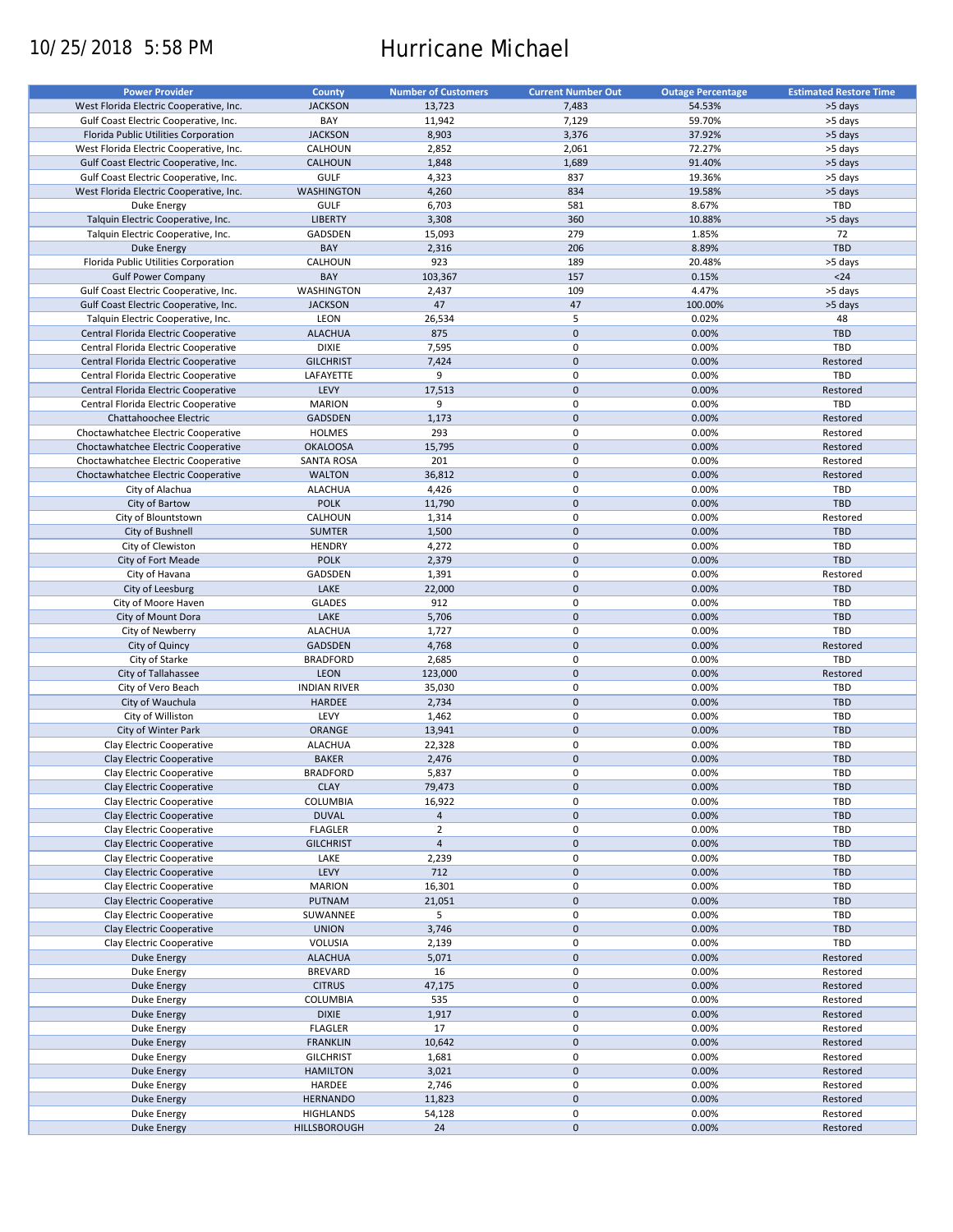10/25/2018 5:58 PM

# Hurricane Michael

| Power Provider | County | Number of Customers | Current Number Out | Outage Percentage | Estimated Restore Time |
|---|---|---|---|---|---|
| West Florida Electric Cooperative, Inc. | JACKSON | 13,723 | 7,483 | 54.53% | >5 days |
| Gulf Coast Electric Cooperative, Inc. | BAY | 11,942 | 7,129 | 59.70% | >5 days |
| Florida Public Utilities Corporation | JACKSON | 8,903 | 3,376 | 37.92% | >5 days |
| West Florida Electric Cooperative, Inc. | CALHOUN | 2,852 | 2,061 | 72.27% | >5 days |
| Gulf Coast Electric Cooperative, Inc. | CALHOUN | 1,848 | 1,689 | 91.40% | >5 days |
| Gulf Coast Electric Cooperative, Inc. | GULF | 4,323 | 837 | 19.36% | >5 days |
| West Florida Electric Cooperative, Inc. | WASHINGTON | 4,260 | 834 | 19.58% | >5 days |
| Duke Energy | GULF | 6,703 | 581 | 8.67% | TBD |
| Talquin Electric Cooperative, Inc. | LIBERTY | 3,308 | 360 | 10.88% | >5 days |
| Talquin Electric Cooperative, Inc. | GADSDEN | 15,093 | 279 | 1.85% | 72 |
| Duke Energy | BAY | 2,316 | 206 | 8.89% | TBD |
| Florida Public Utilities Corporation | CALHOUN | 923 | 189 | 20.48% | >5 days |
| Gulf Power Company | BAY | 103,367 | 157 | 0.15% | <24 |
| Gulf Coast Electric Cooperative, Inc. | WASHINGTON | 2,437 | 109 | 4.47% | >5 days |
| Gulf Coast Electric Cooperative, Inc. | JACKSON | 47 | 47 | 100.00% | >5 days |
| Talquin Electric Cooperative, Inc. | LEON | 26,534 | 5 | 0.02% | 48 |
| Central Florida Electric Cooperative | ALACHUA | 875 | 0 | 0.00% | TBD |
| Central Florida Electric Cooperative | DIXIE | 7,595 | 0 | 0.00% | TBD |
| Central Florida Electric Cooperative | GILCHRIST | 7,424 | 0 | 0.00% | Restored |
| Central Florida Electric Cooperative | LAFAYETTE | 9 | 0 | 0.00% | TBD |
| Central Florida Electric Cooperative | LEVY | 17,513 | 0 | 0.00% | Restored |
| Central Florida Electric Cooperative | MARION | 9 | 0 | 0.00% | TBD |
| Chattahoochee Electric | GADSDEN | 1,173 | 0 | 0.00% | Restored |
| Choctawhatchee Electric Cooperative | HOLMES | 293 | 0 | 0.00% | Restored |
| Choctawhatchee Electric Cooperative | OKALOOSA | 15,795 | 0 | 0.00% | Restored |
| Choctawhatchee Electric Cooperative | SANTA ROSA | 201 | 0 | 0.00% | Restored |
| Choctawhatchee Electric Cooperative | WALTON | 36,812 | 0 | 0.00% | Restored |
| City of Alachua | ALACHUA | 4,426 | 0 | 0.00% | TBD |
| City of Bartow | POLK | 11,790 | 0 | 0.00% | TBD |
| City of Blountstown | CALHOUN | 1,314 | 0 | 0.00% | Restored |
| City of Bushnell | SUMTER | 1,500 | 0 | 0.00% | TBD |
| City of Clewiston | HENDRY | 4,272 | 0 | 0.00% | TBD |
| City of Fort Meade | POLK | 2,379 | 0 | 0.00% | TBD |
| City of Havana | GADSDEN | 1,391 | 0 | 0.00% | Restored |
| City of Leesburg | LAKE | 22,000 | 0 | 0.00% | TBD |
| City of Moore Haven | GLADES | 912 | 0 | 0.00% | TBD |
| City of Mount Dora | LAKE | 5,706 | 0 | 0.00% | TBD |
| City of Newberry | ALACHUA | 1,727 | 0 | 0.00% | TBD |
| City of Quincy | GADSDEN | 4,768 | 0 | 0.00% | Restored |
| City of Starke | BRADFORD | 2,685 | 0 | 0.00% | TBD |
| City of Tallahassee | LEON | 123,000 | 0 | 0.00% | Restored |
| City of Vero Beach | INDIAN RIVER | 35,030 | 0 | 0.00% | TBD |
| City of Wauchula | HARDEE | 2,734 | 0 | 0.00% | TBD |
| City of Williston | LEVY | 1,462 | 0 | 0.00% | TBD |
| City of Winter Park | ORANGE | 13,941 | 0 | 0.00% | TBD |
| Clay Electric Cooperative | ALACHUA | 22,328 | 0 | 0.00% | TBD |
| Clay Electric Cooperative | BAKER | 2,476 | 0 | 0.00% | TBD |
| Clay Electric Cooperative | BRADFORD | 5,837 | 0 | 0.00% | TBD |
| Clay Electric Cooperative | CLAY | 79,473 | 0 | 0.00% | TBD |
| Clay Electric Cooperative | COLUMBIA | 16,922 | 0 | 0.00% | TBD |
| Clay Electric Cooperative | DUVAL | 4 | 0 | 0.00% | TBD |
| Clay Electric Cooperative | FLAGLER | 2 | 0 | 0.00% | TBD |
| Clay Electric Cooperative | GILCHRIST | 4 | 0 | 0.00% | TBD |
| Clay Electric Cooperative | LAKE | 2,239 | 0 | 0.00% | TBD |
| Clay Electric Cooperative | LEVY | 712 | 0 | 0.00% | TBD |
| Clay Electric Cooperative | MARION | 16,301 | 0 | 0.00% | TBD |
| Clay Electric Cooperative | PUTNAM | 21,051 | 0 | 0.00% | TBD |
| Clay Electric Cooperative | SUWANNEE | 5 | 0 | 0.00% | TBD |
| Clay Electric Cooperative | UNION | 3,746 | 0 | 0.00% | TBD |
| Clay Electric Cooperative | VOLUSIA | 2,139 | 0 | 0.00% | TBD |
| Duke Energy | ALACHUA | 5,071 | 0 | 0.00% | Restored |
| Duke Energy | BREVARD | 16 | 0 | 0.00% | Restored |
| Duke Energy | CITRUS | 47,175 | 0 | 0.00% | Restored |
| Duke Energy | COLUMBIA | 535 | 0 | 0.00% | Restored |
| Duke Energy | DIXIE | 1,917 | 0 | 0.00% | Restored |
| Duke Energy | FLAGLER | 17 | 0 | 0.00% | Restored |
| Duke Energy | FRANKLIN | 10,642 | 0 | 0.00% | Restored |
| Duke Energy | GILCHRIST | 1,681 | 0 | 0.00% | Restored |
| Duke Energy | HAMILTON | 3,021 | 0 | 0.00% | Restored |
| Duke Energy | HARDEE | 2,746 | 0 | 0.00% | Restored |
| Duke Energy | HERNANDO | 11,823 | 0 | 0.00% | Restored |
| Duke Energy | HIGHLANDS | 54,128 | 0 | 0.00% | Restored |
| Duke Energy | HILLSBOROUGH | 24 | 0 | 0.00% | Restored |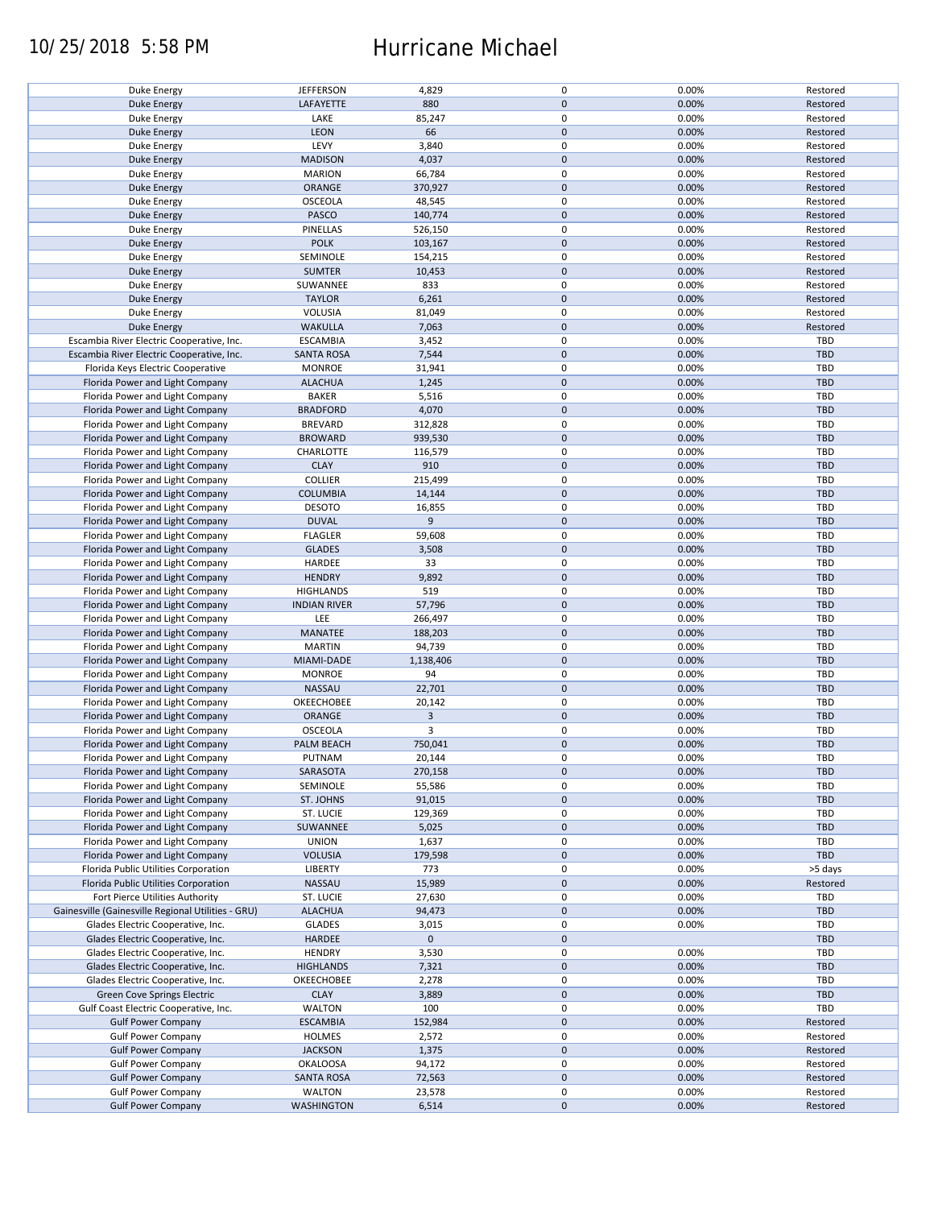| | | | | | |
|---|---|---|---|---|---|
| Duke Energy | JEFFERSON | 4,829 | 0 | 0.00% | Restored |
| Duke Energy | LAFAYETTE | 880 | 0 | 0.00% | Restored |
| Duke Energy | LAKE | 85,247 | 0 | 0.00% | Restored |
| Duke Energy | LEON | 66 | 0 | 0.00% | Restored |
| Duke Energy | LEVY | 3,840 | 0 | 0.00% | Restored |
| Duke Energy | MADISON | 4,037 | 0 | 0.00% | Restored |
| Duke Energy | MARION | 66,784 | 0 | 0.00% | Restored |
| Duke Energy | ORANGE | 370,927 | 0 | 0.00% | Restored |
| Duke Energy | OSCEOLA | 48,545 | 0 | 0.00% | Restored |
| Duke Energy | PASCO | 140,774 | 0 | 0.00% | Restored |
| Duke Energy | PINELLAS | 526,150 | 0 | 0.00% | Restored |
| Duke Energy | POLK | 103,167 | 0 | 0.00% | Restored |
| Duke Energy | SEMINOLE | 154,215 | 0 | 0.00% | Restored |
| Duke Energy | SUMTER | 10,453 | 0 | 0.00% | Restored |
| Duke Energy | SUWANNEE | 833 | 0 | 0.00% | Restored |
| Duke Energy | TAYLOR | 6,261 | 0 | 0.00% | Restored |
| Duke Energy | VOLUSIA | 81,049 | 0 | 0.00% | Restored |
| Duke Energy | WAKULLA | 7,063 | 0 | 0.00% | Restored |
| Escambia River Electric Cooperative, Inc. | ESCAMBIA | 3,452 | 0 | 0.00% | TBD |
| Escambia River Electric Cooperative, Inc. | SANTA ROSA | 7,544 | 0 | 0.00% | TBD |
| Florida Keys Electric Cooperative | MONROE | 31,941 | 0 | 0.00% | TBD |
| Florida Power and Light Company | ALACHUA | 1,245 | 0 | 0.00% | TBD |
| Florida Power and Light Company | BAKER | 5,516 | 0 | 0.00% | TBD |
| Florida Power and Light Company | BRADFORD | 4,070 | 0 | 0.00% | TBD |
| Florida Power and Light Company | BREVARD | 312,828 | 0 | 0.00% | TBD |
| Florida Power and Light Company | BROWARD | 939,530 | 0 | 0.00% | TBD |
| Florida Power and Light Company | CHARLOTTE | 116,579 | 0 | 0.00% | TBD |
| Florida Power and Light Company | CLAY | 910 | 0 | 0.00% | TBD |
| Florida Power and Light Company | COLLIER | 215,499 | 0 | 0.00% | TBD |
| Florida Power and Light Company | COLUMBIA | 14,144 | 0 | 0.00% | TBD |
| Florida Power and Light Company | DESOTO | 16,855 | 0 | 0.00% | TBD |
| Florida Power and Light Company | DUVAL | 9 | 0 | 0.00% | TBD |
| Florida Power and Light Company | FLAGLER | 59,608 | 0 | 0.00% | TBD |
| Florida Power and Light Company | GLADES | 3,508 | 0 | 0.00% | TBD |
| Florida Power and Light Company | HARDEE | 33 | 0 | 0.00% | TBD |
| Florida Power and Light Company | HENDRY | 9,892 | 0 | 0.00% | TBD |
| Florida Power and Light Company | HIGHLANDS | 519 | 0 | 0.00% | TBD |
| Florida Power and Light Company | INDIAN RIVER | 57,796 | 0 | 0.00% | TBD |
| Florida Power and Light Company | LEE | 266,497 | 0 | 0.00% | TBD |
| Florida Power and Light Company | MANATEE | 188,203 | 0 | 0.00% | TBD |
| Florida Power and Light Company | MARTIN | 94,739 | 0 | 0.00% | TBD |
| Florida Power and Light Company | MIAMI-DADE | 1,138,406 | 0 | 0.00% | TBD |
| Florida Power and Light Company | MONROE | 94 | 0 | 0.00% | TBD |
| Florida Power and Light Company | NASSAU | 22,701 | 0 | 0.00% | TBD |
| Florida Power and Light Company | OKEECHOBEE | 20,142 | 0 | 0.00% | TBD |
| Florida Power and Light Company | ORANGE | 3 | 0 | 0.00% | TBD |
| Florida Power and Light Company | OSCEOLA | 3 | 0 | 0.00% | TBD |
| Florida Power and Light Company | PALM BEACH | 750,041 | 0 | 0.00% | TBD |
| Florida Power and Light Company | PUTNAM | 20,144 | 0 | 0.00% | TBD |
| Florida Power and Light Company | SARASOTA | 270,158 | 0 | 0.00% | TBD |
| Florida Power and Light Company | SEMINOLE | 55,586 | 0 | 0.00% | TBD |
| Florida Power and Light Company | ST. JOHNS | 91,015 | 0 | 0.00% | TBD |
| Florida Power and Light Company | ST. LUCIE | 129,369 | 0 | 0.00% | TBD |
| Florida Power and Light Company | SUWANNEE | 5,025 | 0 | 0.00% | TBD |
| Florida Power and Light Company | UNION | 1,637 | 0 | 0.00% | TBD |
| Florida Power and Light Company | VOLUSIA | 179,598 | 0 | 0.00% | TBD |
| Florida Public Utilities Corporation | LIBERTY | 773 | 0 | 0.00% | >5 days |
| Florida Public Utilities Corporation | NASSAU | 15,989 | 0 | 0.00% | Restored |
| Fort Pierce Utilities Authority | ST. LUCIE | 27,630 | 0 | 0.00% | TBD |
| Gainesville (Gainesville Regional Utilities - GRU) | ALACHUA | 94,473 | 0 | 0.00% | TBD |
| Glades Electric Cooperative, Inc. | GLADES | 3,015 | 0 | 0.00% | TBD |
| Glades Electric Cooperative, Inc. | HARDEE | 0 | 0 | | TBD |
| Glades Electric Cooperative, Inc. | HENDRY | 3,530 | 0 | 0.00% | TBD |
| Glades Electric Cooperative, Inc. | HIGHLANDS | 7,321 | 0 | 0.00% | TBD |
| Glades Electric Cooperative, Inc. | OKEECHOBEE | 2,278 | 0 | 0.00% | TBD |
| Green Cove Springs Electric | CLAY | 3,889 | 0 | 0.00% | TBD |
| Gulf Coast Electric Cooperative, Inc. | WALTON | 100 | 0 | 0.00% | TBD |
| Gulf Power Company | ESCAMBIA | 152,984 | 0 | 0.00% | Restored |
| Gulf Power Company | HOLMES | 2,572 | 0 | 0.00% | Restored |
| Gulf Power Company | JACKSON | 1,375 | 0 | 0.00% | Restored |
| Gulf Power Company | OKALOOSA | 94,172 | 0 | 0.00% | Restored |
| Gulf Power Company | SANTA ROSA | 72,563 | 0 | 0.00% | Restored |
| Gulf Power Company | WALTON | 23,578 | 0 | 0.00% | Restored |
| Gulf Power Company | WASHINGTON | 6,514 | 0 | 0.00% | Restored |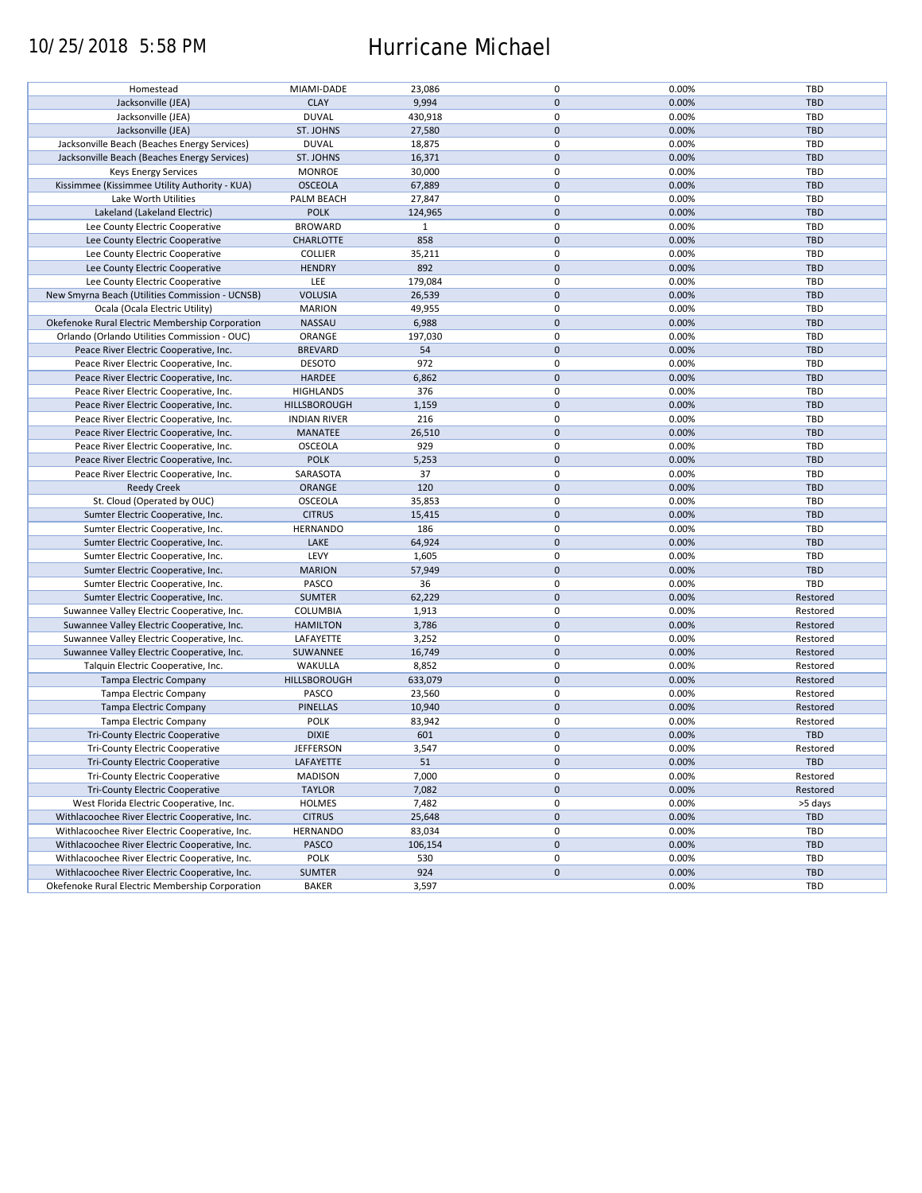| | | | | | |
|---|---|---|---|---|---|
| Homestead | MIAMI-DADE | 23,086 | 0 | 0.00% | TBD |
| Jacksonville (JEA) | CLAY | 9,994 | 0 | 0.00% | TBD |
| Jacksonville (JEA) | DUVAL | 430,918 | 0 | 0.00% | TBD |
| Jacksonville (JEA) | ST. JOHNS | 27,580 | 0 | 0.00% | TBD |
| Jacksonville Beach (Beaches Energy Services) | DUVAL | 18,875 | 0 | 0.00% | TBD |
| Jacksonville Beach (Beaches Energy Services) | ST. JOHNS | 16,371 | 0 | 0.00% | TBD |
| Keys Energy Services | MONROE | 30,000 | 0 | 0.00% | TBD |
| Kissimmee (Kissimmee Utility Authority - KUA) | OSCEOLA | 67,889 | 0 | 0.00% | TBD |
| Lake Worth Utilities | PALM BEACH | 27,847 | 0 | 0.00% | TBD |
| Lakeland (Lakeland Electric) | POLK | 124,965 | 0 | 0.00% | TBD |
| Lee County Electric Cooperative | BROWARD | 1 | 0 | 0.00% | TBD |
| Lee County Electric Cooperative | CHARLOTTE | 858 | 0 | 0.00% | TBD |
| Lee County Electric Cooperative | COLLIER | 35,211 | 0 | 0.00% | TBD |
| Lee County Electric Cooperative | HENDRY | 892 | 0 | 0.00% | TBD |
| Lee County Electric Cooperative | LEE | 179,084 | 0 | 0.00% | TBD |
| New Smyrna Beach (Utilities Commission - UCNSB) | VOLUSIA | 26,539 | 0 | 0.00% | TBD |
| Ocala (Ocala Electric Utility) | MARION | 49,955 | 0 | 0.00% | TBD |
| Okefenoke Rural Electric Membership Corporation | NASSAU | 6,988 | 0 | 0.00% | TBD |
| Orlando (Orlando Utilities Commission - OUC) | ORANGE | 197,030 | 0 | 0.00% | TBD |
| Peace River Electric Cooperative, Inc. | BREVARD | 54 | 0 | 0.00% | TBD |
| Peace River Electric Cooperative, Inc. | DESOTO | 972 | 0 | 0.00% | TBD |
| Peace River Electric Cooperative, Inc. | HARDEE | 6,862 | 0 | 0.00% | TBD |
| Peace River Electric Cooperative, Inc. | HIGHLANDS | 376 | 0 | 0.00% | TBD |
| Peace River Electric Cooperative, Inc. | HILLSBOROUGH | 1,159 | 0 | 0.00% | TBD |
| Peace River Electric Cooperative, Inc. | INDIAN RIVER | 216 | 0 | 0.00% | TBD |
| Peace River Electric Cooperative, Inc. | MANATEE | 26,510 | 0 | 0.00% | TBD |
| Peace River Electric Cooperative, Inc. | OSCEOLA | 929 | 0 | 0.00% | TBD |
| Peace River Electric Cooperative, Inc. | POLK | 5,253 | 0 | 0.00% | TBD |
| Peace River Electric Cooperative, Inc. | SARASOTA | 37 | 0 | 0.00% | TBD |
| Reedy Creek | ORANGE | 120 | 0 | 0.00% | TBD |
| St. Cloud (Operated by OUC) | OSCEOLA | 35,853 | 0 | 0.00% | TBD |
| Sumter Electric Cooperative, Inc. | CITRUS | 15,415 | 0 | 0.00% | TBD |
| Sumter Electric Cooperative, Inc. | HERNANDO | 186 | 0 | 0.00% | TBD |
| Sumter Electric Cooperative, Inc. | LAKE | 64,924 | 0 | 0.00% | TBD |
| Sumter Electric Cooperative, Inc. | LEVY | 1,605 | 0 | 0.00% | TBD |
| Sumter Electric Cooperative, Inc. | MARION | 57,949 | 0 | 0.00% | TBD |
| Sumter Electric Cooperative, Inc. | PASCO | 36 | 0 | 0.00% | TBD |
| Sumter Electric Cooperative, Inc. | SUMTER | 62,229 | 0 | 0.00% | Restored |
| Suwannee Valley Electric Cooperative, Inc. | COLUMBIA | 1,913 | 0 | 0.00% | Restored |
| Suwannee Valley Electric Cooperative, Inc. | HAMILTON | 3,786 | 0 | 0.00% | Restored |
| Suwannee Valley Electric Cooperative, Inc. | LAFAYETTE | 3,252 | 0 | 0.00% | Restored |
| Suwannee Valley Electric Cooperative, Inc. | SUWANNEE | 16,749 | 0 | 0.00% | Restored |
| Talquin Electric Cooperative, Inc. | WAKULLA | 8,852 | 0 | 0.00% | Restored |
| Tampa Electric Company | HILLSBOROUGH | 633,079 | 0 | 0.00% | Restored |
| Tampa Electric Company | PASCO | 23,560 | 0 | 0.00% | Restored |
| Tampa Electric Company | PINELLAS | 10,940 | 0 | 0.00% | Restored |
| Tampa Electric Company | POLK | 83,942 | 0 | 0.00% | Restored |
| Tri-County Electric Cooperative | DIXIE | 601 | 0 | 0.00% | TBD |
| Tri-County Electric Cooperative | JEFFERSON | 3,547 | 0 | 0.00% | Restored |
| Tri-County Electric Cooperative | LAFAYETTE | 51 | 0 | 0.00% | TBD |
| Tri-County Electric Cooperative | MADISON | 7,000 | 0 | 0.00% | Restored |
| Tri-County Electric Cooperative | TAYLOR | 7,082 | 0 | 0.00% | Restored |
| West Florida Electric Cooperative, Inc. | HOLMES | 7,482 | 0 | 0.00% | >5 days |
| Withlacoochee River Electric Cooperative, Inc. | CITRUS | 25,648 | 0 | 0.00% | TBD |
| Withlacoochee River Electric Cooperative, Inc. | HERNANDO | 83,034 | 0 | 0.00% | TBD |
| Withlacoochee River Electric Cooperative, Inc. | PASCO | 106,154 | 0 | 0.00% | TBD |
| Withlacoochee River Electric Cooperative, Inc. | POLK | 530 | 0 | 0.00% | TBD |
| Withlacoochee River Electric Cooperative, Inc. | SUMTER | 924 | 0 | 0.00% | TBD |
| Okefenoke Rural Electric Membership Corporation | BAKER | 3,597 | | 0.00% | TBD |